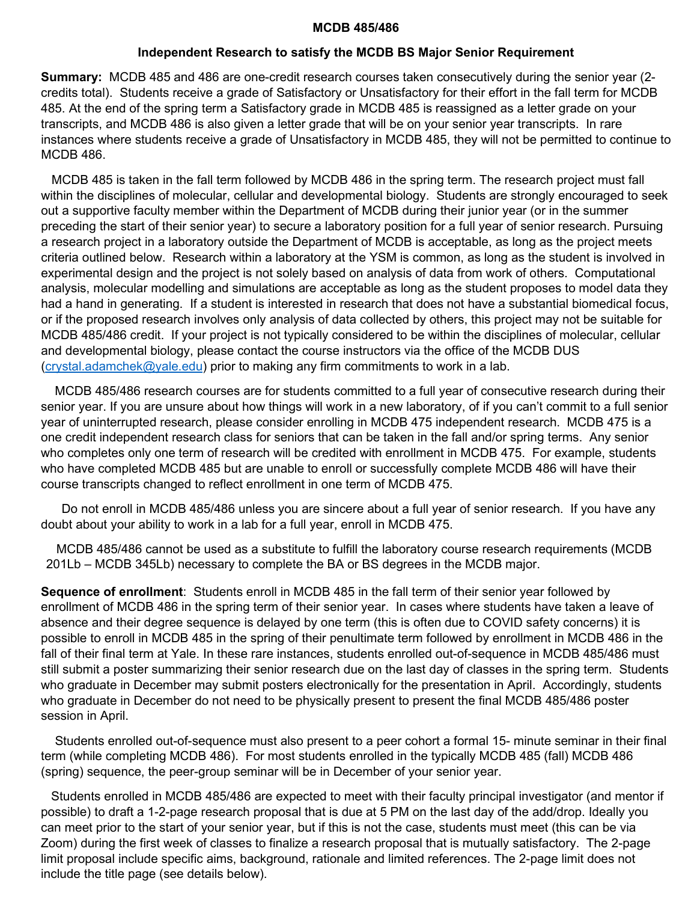**MCDB 485/486**

**Independent Research to satisfy the MCDB BS Major Senior Requirement**

**Summary:** MCDB 485 and 486 are one-credit research courses taken consecutively during the senior year (2-credits total). Students receive a grade of Satisfactory or Unsatisfactory for their effort in the fall term for MCDB 485. At the end of the spring term a Satisfactory grade in MCDB 485 is reassigned as a letter grade on your transcripts, and MCDB 486 is also given a letter grade that will be on your senior year transcripts. In rare instances where students receive a grade of Unsatisfactory in MCDB 485, they will not be permitted to continue to MCDB 486.

MCDB 485 is taken in the fall term followed by MCDB 486 in the spring term. The research project must fall within the disciplines of molecular, cellular and developmental biology. Students are strongly encouraged to seek out a supportive faculty member within the Department of MCDB during their junior year (or in the summer preceding the start of their senior year) to secure a laboratory position for a full year of senior research. Pursuing a research project in a laboratory outside the Department of MCDB is acceptable, as long as the project meets criteria outlined below. Research within a laboratory at the YSM is common, as long as the student is involved in experimental design and the project is not solely based on analysis of data from work of others. Computational analysis, molecular modelling and simulations are acceptable as long as the student proposes to model data they had a hand in generating. If a student is interested in research that does not have a substantial biomedical focus, or if the proposed research involves only analysis of data collected by others, this project may not be suitable for MCDB 485/486 credit. If your project is not typically considered to be within the disciplines of molecular, cellular and developmental biology, please contact the course instructors via the office of the MCDB DUS (crystal.adamchek@yale.edu) prior to making any firm commitments to work in a lab.

MCDB 485/486 research courses are for students committed to a full year of consecutive research during their senior year. If you are unsure about how things will work in a new laboratory, of if you can't commit to a full senior year of uninterrupted research, please consider enrolling in MCDB 475 independent research. MCDB 475 is a one credit independent research class for seniors that can be taken in the fall and/or spring terms. Any senior who completes only one term of research will be credited with enrollment in MCDB 475. For example, students who have completed MCDB 485 but are unable to enroll or successfully complete MCDB 486 will have their course transcripts changed to reflect enrollment in one term of MCDB 475.

Do not enroll in MCDB 485/486 unless you are sincere about a full year of senior research. If you have any doubt about your ability to work in a lab for a full year, enroll in MCDB 475.

MCDB 485/486 cannot be used as a substitute to fulfill the laboratory course research requirements (MCDB 201Lb – MCDB 345Lb) necessary to complete the BA or BS degrees in the MCDB major.

**Sequence of enrollment**: Students enroll in MCDB 485 in the fall term of their senior year followed by enrollment of MCDB 486 in the spring term of their senior year. In cases where students have taken a leave of absence and their degree sequence is delayed by one term (this is often due to COVID safety concerns) it is possible to enroll in MCDB 485 in the spring of their penultimate term followed by enrollment in MCDB 486 in the fall of their final term at Yale. In these rare instances, students enrolled out-of-sequence in MCDB 485/486 must still submit a poster summarizing their senior research due on the last day of classes in the spring term. Students who graduate in December may submit posters electronically for the presentation in April. Accordingly, students who graduate in December do not need to be physically present to present the final MCDB 485/486 poster session in April.

Students enrolled out-of-sequence must also present to a peer cohort a formal 15- minute seminar in their final term (while completing MCDB 486). For most students enrolled in the typically MCDB 485 (fall) MCDB 486 (spring) sequence, the peer-group seminar will be in December of your senior year.

Students enrolled in MCDB 485/486 are expected to meet with their faculty principal investigator (and mentor if possible) to draft a 1-2-page research proposal that is due at 5 PM on the last day of the add/drop. Ideally you can meet prior to the start of your senior year, but if this is not the case, students must meet (this can be via Zoom) during the first week of classes to finalize a research proposal that is mutually satisfactory. The 2-page limit proposal include specific aims, background, rationale and limited references. The 2-page limit does not include the title page (see details below).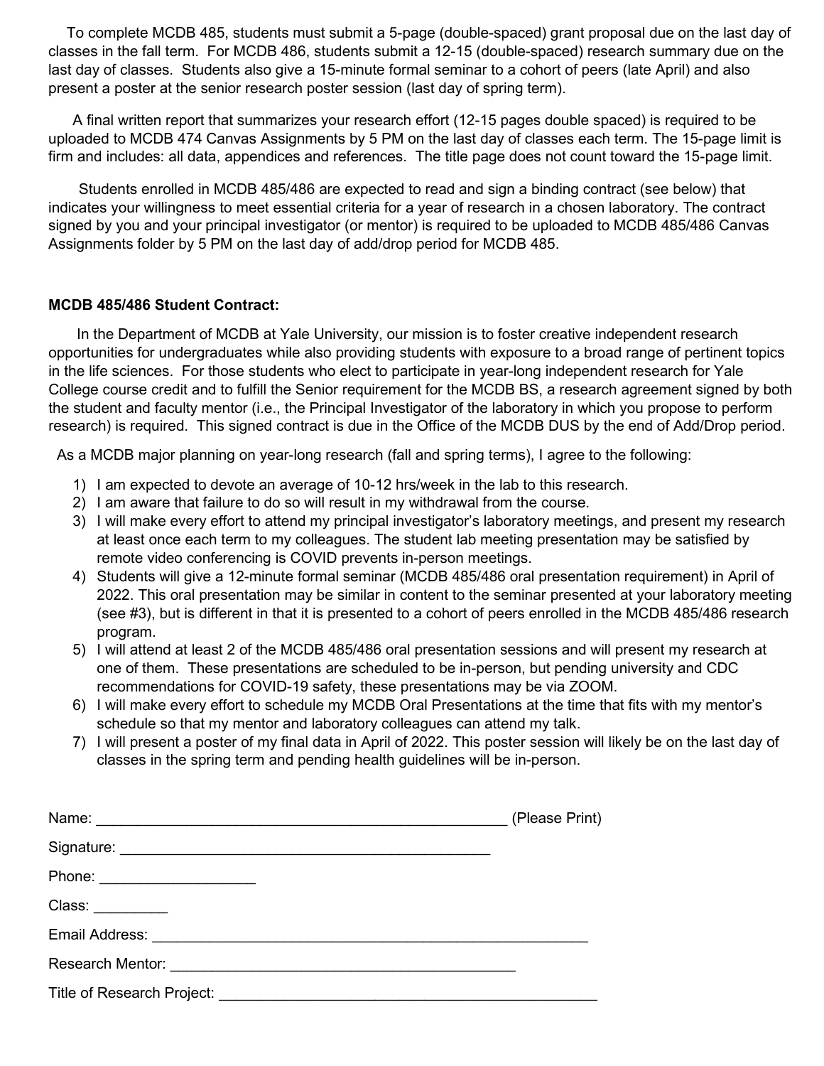To complete MCDB 485, students must submit a 5-page (double-spaced) grant proposal due on the last day of classes in the fall term. For MCDB 486, students submit a 12-15 (double-spaced) research summary due on the last day of classes. Students also give a 15-minute formal seminar to a cohort of peers (late April) and also present a poster at the senior research poster session (last day of spring term).

A final written report that summarizes your research effort (12-15 pages double spaced) is required to be uploaded to MCDB 474 Canvas Assignments by 5 PM on the last day of classes each term. The 15-page limit is firm and includes: all data, appendices and references. The title page does not count toward the 15-page limit.

Students enrolled in MCDB 485/486 are expected to read and sign a binding contract (see below) that indicates your willingness to meet essential criteria for a year of research in a chosen laboratory. The contract signed by you and your principal investigator (or mentor) is required to be uploaded to MCDB 485/486 Canvas Assignments folder by 5 PM on the last day of add/drop period for MCDB 485.

**MCDB 485/486 Student Contract:**

In the Department of MCDB at Yale University, our mission is to foster creative independent research opportunities for undergraduates while also providing students with exposure to a broad range of pertinent topics in the life sciences. For those students who elect to participate in year-long independent research for Yale College course credit and to fulfill the Senior requirement for the MCDB BS, a research agreement signed by both the student and faculty mentor (i.e., the Principal Investigator of the laboratory in which you propose to perform research) is required. This signed contract is due in the Office of the MCDB DUS by the end of Add/Drop period.

As a MCDB major planning on year-long research (fall and spring terms), I agree to the following:

1) I am expected to devote an average of 10-12 hrs/week in the lab to this research.
2) I am aware that failure to do so will result in my withdrawal from the course.
3) I will make every effort to attend my principal investigator's laboratory meetings, and present my research at least once each term to my colleagues. The student lab meeting presentation may be satisfied by remote video conferencing is COVID prevents in-person meetings.
4) Students will give a 12-minute formal seminar (MCDB 485/486 oral presentation requirement) in April of 2022. This oral presentation may be similar in content to the seminar presented at your laboratory meeting (see #3), but is different in that it is presented to a cohort of peers enrolled in the MCDB 485/486 research program.
5) I will attend at least 2 of the MCDB 485/486 oral presentation sessions and will present my research at one of them. These presentations are scheduled to be in-person, but pending university and CDC recommendations for COVID-19 safety, these presentations may be via ZOOM.
6) I will make every effort to schedule my MCDB Oral Presentations at the time that fits with my mentor's schedule so that my mentor and laboratory colleagues can attend my talk.
7) I will present a poster of my final data in April of 2022. This poster session will likely be on the last day of classes in the spring term and pending health guidelines will be in-person.

Name: ______________________________________________ (Please Print)

Signature: __________________________________________

Phone: __________________

Class: _________

Email Address: ________________________________________________

Research Mentor: ______________________________________

Title of Research Project: _____________________________________________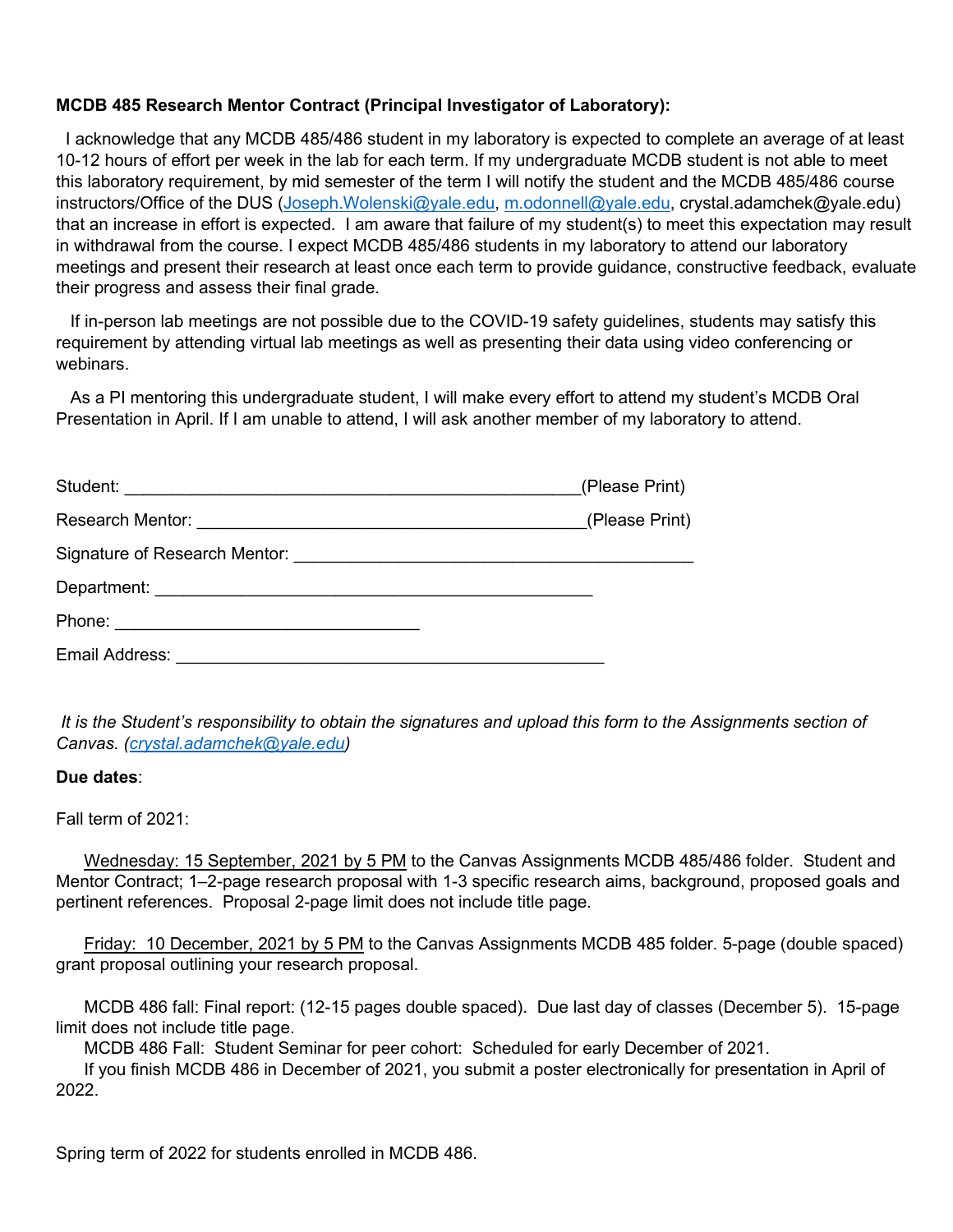**MCDB 485 Research Mentor Contract (Principal Investigator of Laboratory):**

I acknowledge that any MCDB 485/486 student in my laboratory is expected to complete an average of at least 10-12 hours of effort per week in the lab for each term. If my undergraduate MCDB student is not able to meet this laboratory requirement, by mid semester of the term I will notify the student and the MCDB 485/486 course instructors/Office of the DUS (Joseph.Wolenski@yale.edu, m.odonnell@yale.edu, crystal.adamchek@yale.edu) that an increase in effort is expected. I am aware that failure of my student(s) to meet this expectation may result in withdrawal from the course. I expect MCDB 485/486 students in my laboratory to attend our laboratory meetings and present their research at least once each term to provide guidance, constructive feedback, evaluate their progress and assess their final grade.

If in-person lab meetings are not possible due to the COVID-19 safety guidelines, students may satisfy this requirement by attending virtual lab meetings as well as presenting their data using video conferencing or webinars.

As a PI mentoring this undergraduate student, I will make every effort to attend my student's MCDB Oral Presentation in April. If I am unable to attend, I will ask another member of my laboratory to attend.

Student: ________________________________________________(Please Print)

Research Mentor: _________________________________________(Please Print)

Signature of Research Mentor: __________________________________________

Department: ______________________________________________

Phone: ________________________________

Email Address: _____________________________________________

*It is the Student's responsibility to obtain the signatures and upload this form to the Assignments section of Canvas. (crystal.adamchek@yale.edu)*

**Due dates**:

Fall term of 2021:

Wednesday: 15 September, 2021 by 5 PM to the Canvas Assignments MCDB 485/486 folder. Student and Mentor Contract; 1–2-page research proposal with 1-3 specific research aims, background, proposed goals and pertinent references. Proposal 2-page limit does not include title page.

Friday: 10 December, 2021 by 5 PM to the Canvas Assignments MCDB 485 folder. 5-page (double spaced) grant proposal outlining your research proposal.

MCDB 486 fall: Final report: (12-15 pages double spaced). Due last day of classes (December 5). 15-page limit does not include title page.

MCDB 486 Fall: Student Seminar for peer cohort: Scheduled for early December of 2021.

If you finish MCDB 486 in December of 2021, you submit a poster electronically for presentation in April of 2022.

Spring term of 2022 for students enrolled in MCDB 486.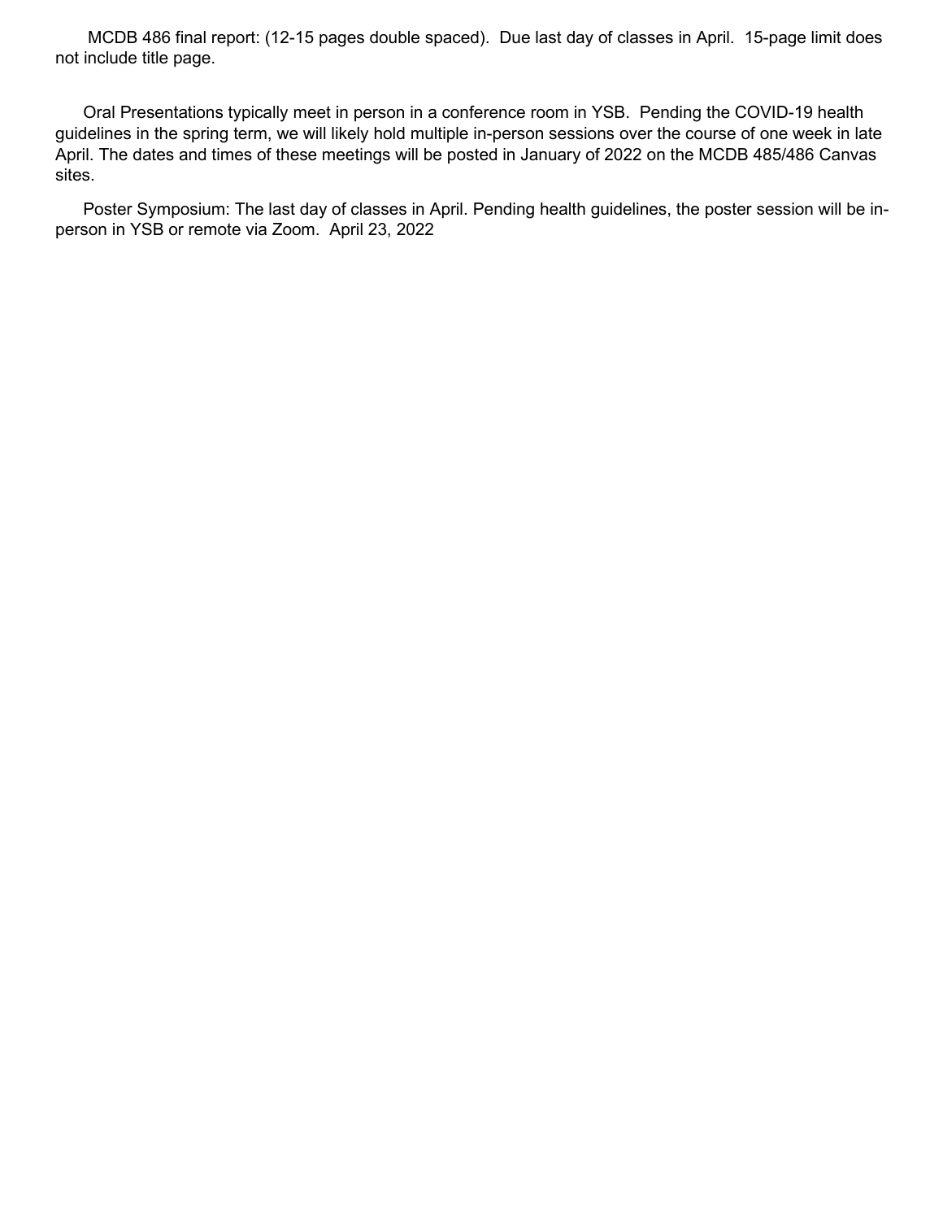MCDB 486 final report: (12-15 pages double spaced). Due last day of classes in April. 15-page limit does not include title page.

Oral Presentations typically meet in person in a conference room in YSB. Pending the COVID-19 health guidelines in the spring term, we will likely hold multiple in-person sessions over the course of one week in late April. The dates and times of these meetings will be posted in January of 2022 on the MCDB 485/486 Canvas sites.

Poster Symposium: The last day of classes in April. Pending health guidelines, the poster session will be in-person in YSB or remote via Zoom. April 23, 2022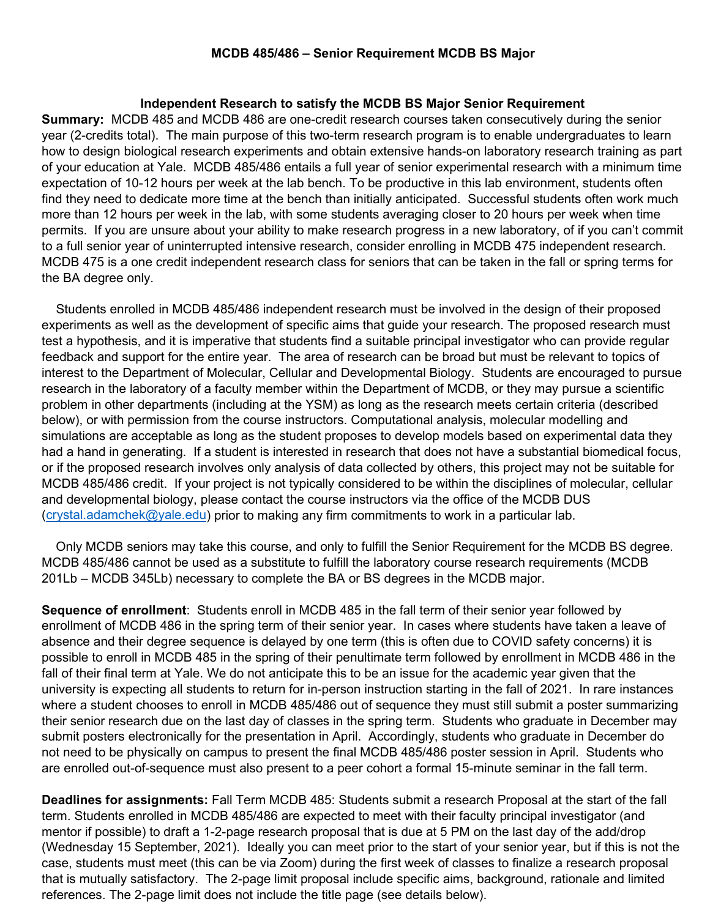**MCDB 485/486 – Senior Requirement MCDB BS Major**

**Independent Research to satisfy the MCDB BS Major Senior Requirement**

**Summary:** MCDB 485 and MCDB 486 are one-credit research courses taken consecutively during the senior year (2-credits total). The main purpose of this two-term research program is to enable undergraduates to learn how to design biological research experiments and obtain extensive hands-on laboratory research training as part of your education at Yale. MCDB 485/486 entails a full year of senior experimental research with a minimum time expectation of 10-12 hours per week at the lab bench. To be productive in this lab environment, students often find they need to dedicate more time at the bench than initially anticipated. Successful students often work much more than 12 hours per week in the lab, with some students averaging closer to 20 hours per week when time permits. If you are unsure about your ability to make research progress in a new laboratory, of if you can't commit to a full senior year of uninterrupted intensive research, consider enrolling in MCDB 475 independent research. MCDB 475 is a one credit independent research class for seniors that can be taken in the fall or spring terms for the BA degree only.

Students enrolled in MCDB 485/486 independent research must be involved in the design of their proposed experiments as well as the development of specific aims that guide your research. The proposed research must test a hypothesis, and it is imperative that students find a suitable principal investigator who can provide regular feedback and support for the entire year. The area of research can be broad but must be relevant to topics of interest to the Department of Molecular, Cellular and Developmental Biology. Students are encouraged to pursue research in the laboratory of a faculty member within the Department of MCDB, or they may pursue a scientific problem in other departments (including at the YSM) as long as the research meets certain criteria (described below), or with permission from the course instructors. Computational analysis, molecular modelling and simulations are acceptable as long as the student proposes to develop models based on experimental data they had a hand in generating. If a student is interested in research that does not have a substantial biomedical focus, or if the proposed research involves only analysis of data collected by others, this project may not be suitable for MCDB 485/486 credit. If your project is not typically considered to be within the disciplines of molecular, cellular and developmental biology, please contact the course instructors via the office of the MCDB DUS (crystal.adamchek@yale.edu) prior to making any firm commitments to work in a particular lab.

Only MCDB seniors may take this course, and only to fulfill the Senior Requirement for the MCDB BS degree. MCDB 485/486 cannot be used as a substitute to fulfill the laboratory course research requirements (MCDB 201Lb – MCDB 345Lb) necessary to complete the BA or BS degrees in the MCDB major.

**Sequence of enrollment**: Students enroll in MCDB 485 in the fall term of their senior year followed by enrollment of MCDB 486 in the spring term of their senior year. In cases where students have taken a leave of absence and their degree sequence is delayed by one term (this is often due to COVID safety concerns) it is possible to enroll in MCDB 485 in the spring of their penultimate term followed by enrollment in MCDB 486 in the fall of their final term at Yale. We do not anticipate this to be an issue for the academic year given that the university is expecting all students to return for in-person instruction starting in the fall of 2021. In rare instances where a student chooses to enroll in MCDB 485/486 out of sequence they must still submit a poster summarizing their senior research due on the last day of classes in the spring term. Students who graduate in December may submit posters electronically for the presentation in April. Accordingly, students who graduate in December do not need to be physically on campus to present the final MCDB 485/486 poster session in April. Students who are enrolled out-of-sequence must also present to a peer cohort a formal 15-minute seminar in the fall term.

**Deadlines for assignments:** Fall Term MCDB 485: Students submit a research Proposal at the start of the fall term. Students enrolled in MCDB 485/486 are expected to meet with their faculty principal investigator (and mentor if possible) to draft a 1-2-page research proposal that is due at 5 PM on the last day of the add/drop (Wednesday 15 September, 2021). Ideally you can meet prior to the start of your senior year, but if this is not the case, students must meet (this can be via Zoom) during the first week of classes to finalize a research proposal that is mutually satisfactory. The 2-page limit proposal include specific aims, background, rationale and limited references. The 2-page limit does not include the title page (see details below).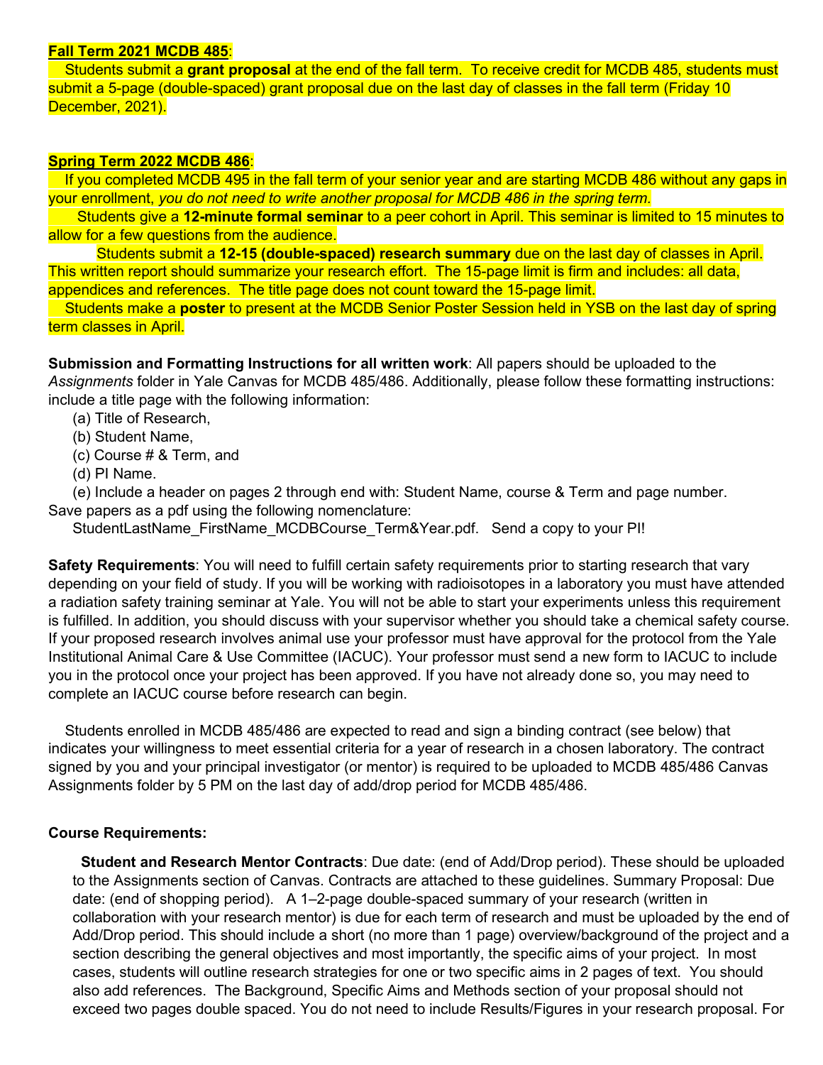**Fall Term 2021 MCDB 485**:

Students submit a **grant proposal** at the end of the fall term. To receive credit for MCDB 485, students must submit a 5-page (double-spaced) grant proposal due on the last day of classes in the fall term (Friday 10 December, 2021).

**Spring Term 2022 MCDB 486**:

If you completed MCDB 495 in the fall term of your senior year and are starting MCDB 486 without any gaps in your enrollment, *you do not need to write another proposal for MCDB 486 in the spring term.*

Students give a **12-minute formal seminar** to a peer cohort in April. This seminar is limited to 15 minutes to allow for a few questions from the audience.

Students submit a **12-15 (double-spaced) research summary** due on the last day of classes in April. This written report should summarize your research effort. The 15-page limit is firm and includes: all data, appendices and references. The title page does not count toward the 15-page limit.

Students make a **poster** to present at the MCDB Senior Poster Session held in YSB on the last day of spring term classes in April.

**Submission and Formatting Instructions for all written work**: All papers should be uploaded to the *Assignments* folder in Yale Canvas for MCDB 485/486. Additionally, please follow these formatting instructions: include a title page with the following information:

(a) Title of Research,
(b) Student Name,
(c) Course # & Term, and
(d) PI Name.
(e) Include a header on pages 2 through end with: Student Name, course & Term and page number.

Save papers as a pdf using the following nomenclature:
StudentLastName_FirstName_MCDBCourse_Term&Year.pdf. Send a copy to your PI!

**Safety Requirements**: You will need to fulfill certain safety requirements prior to starting research that vary depending on your field of study. If you will be working with radioisotopes in a laboratory you must have attended a radiation safety training seminar at Yale. You will not be able to start your experiments unless this requirement is fulfilled. In addition, you should discuss with your supervisor whether you should take a chemical safety course. If your proposed research involves animal use your professor must have approval for the protocol from the Yale Institutional Animal Care & Use Committee (IACUC). Your professor must send a new form to IACUC to include you in the protocol once your project has been approved. If you have not already done so, you may need to complete an IACUC course before research can begin.

Students enrolled in MCDB 485/486 are expected to read and sign a binding contract (see below) that indicates your willingness to meet essential criteria for a year of research in a chosen laboratory. The contract signed by you and your principal investigator (or mentor) is required to be uploaded to MCDB 485/486 Canvas Assignments folder by 5 PM on the last day of add/drop period for MCDB 485/486.

**Course Requirements:**

**Student and Research Mentor Contracts**: Due date: (end of Add/Drop period). These should be uploaded to the Assignments section of Canvas. Contracts are attached to these guidelines. Summary Proposal: Due date: (end of shopping period). A 1–2-page double-spaced summary of your research (written in collaboration with your research mentor) is due for each term of research and must be uploaded by the end of Add/Drop period. This should include a short (no more than 1 page) overview/background of the project and a section describing the general objectives and most importantly, the specific aims of your project. In most cases, students will outline research strategies for one or two specific aims in 2 pages of text. You should also add references. The Background, Specific Aims and Methods section of your proposal should not exceed two pages double spaced. You do not need to include Results/Figures in your research proposal. For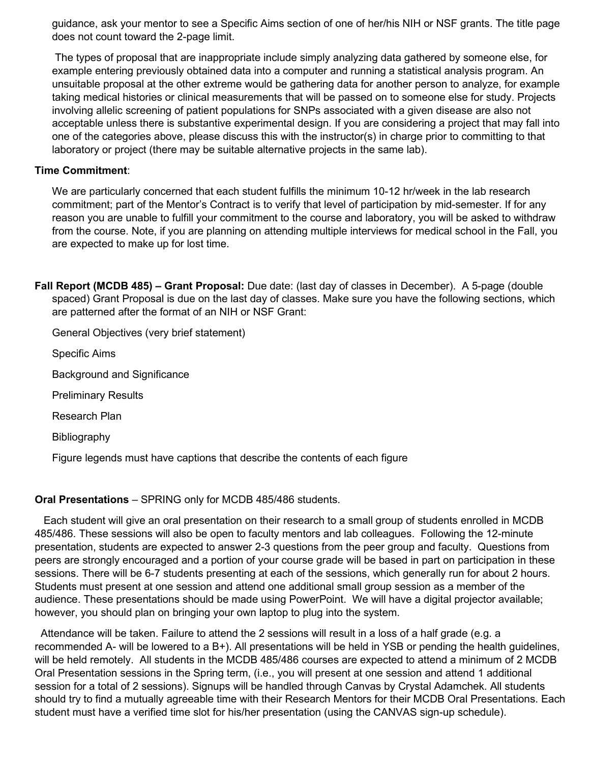guidance, ask your mentor to see a Specific Aims section of one of her/his NIH or NSF grants. The title page does not count toward the 2-page limit.

The types of proposal that are inappropriate include simply analyzing data gathered by someone else, for example entering previously obtained data into a computer and running a statistical analysis program. An unsuitable proposal at the other extreme would be gathering data for another person to analyze, for example taking medical histories or clinical measurements that will be passed on to someone else for study. Projects involving allelic screening of patient populations for SNPs associated with a given disease are also not acceptable unless there is substantive experimental design. If you are considering a project that may fall into one of the categories above, please discuss this with the instructor(s) in charge prior to committing to that laboratory or project (there may be suitable alternative projects in the same lab).

**Time Commitment**:

We are particularly concerned that each student fulfills the minimum 10-12 hr/week in the lab research commitment; part of the Mentor's Contract is to verify that level of participation by mid-semester. If for any reason you are unable to fulfill your commitment to the course and laboratory, you will be asked to withdraw from the course. Note, if you are planning on attending multiple interviews for medical school in the Fall, you are expected to make up for lost time.

**Fall Report (MCDB 485) – Grant Proposal:** Due date: (last day of classes in December). A 5-page (double spaced) Grant Proposal is due on the last day of classes. Make sure you have the following sections, which are patterned after the format of an NIH or NSF Grant:

General Objectives (very brief statement)

Specific Aims

Background and Significance

Preliminary Results

Research Plan

Bibliography

Figure legends must have captions that describe the contents of each figure

**Oral Presentations** – SPRING only for MCDB 485/486 students.

Each student will give an oral presentation on their research to a small group of students enrolled in MCDB 485/486. These sessions will also be open to faculty mentors and lab colleagues. Following the 12-minute presentation, students are expected to answer 2-3 questions from the peer group and faculty. Questions from peers are strongly encouraged and a portion of your course grade will be based in part on participation in these sessions. There will be 6-7 students presenting at each of the sessions, which generally run for about 2 hours. Students must present at one session and attend one additional small group session as a member of the audience. These presentations should be made using PowerPoint. We will have a digital projector available; however, you should plan on bringing your own laptop to plug into the system.

Attendance will be taken. Failure to attend the 2 sessions will result in a loss of a half grade (e.g. a recommended A- will be lowered to a B+). All presentations will be held in YSB or pending the health guidelines, will be held remotely. All students in the MCDB 485/486 courses are expected to attend a minimum of 2 MCDB Oral Presentation sessions in the Spring term, (i.e., you will present at one session and attend 1 additional session for a total of 2 sessions). Signups will be handled through Canvas by Crystal Adamchek. All students should try to find a mutually agreeable time with their Research Mentors for their MCDB Oral Presentations. Each student must have a verified time slot for his/her presentation (using the CANVAS sign-up schedule).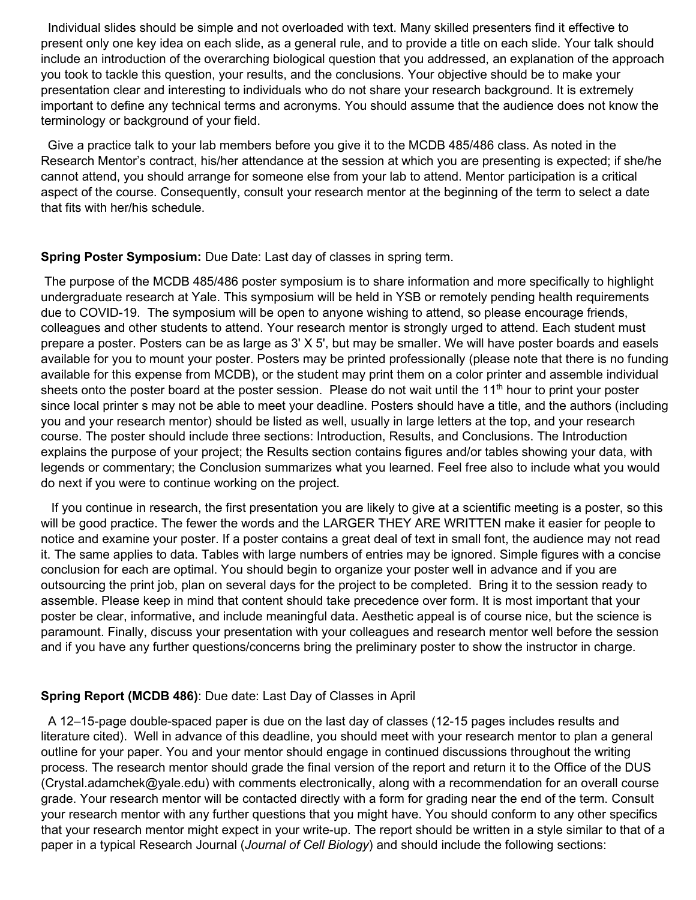Individual slides should be simple and not overloaded with text. Many skilled presenters find it effective to present only one key idea on each slide, as a general rule, and to provide a title on each slide. Your talk should include an introduction of the overarching biological question that you addressed, an explanation of the approach you took to tackle this question, your results, and the conclusions. Your objective should be to make your presentation clear and interesting to individuals who do not share your research background. It is extremely important to define any technical terms and acronyms. You should assume that the audience does not know the terminology or background of your field.

Give a practice talk to your lab members before you give it to the MCDB 485/486 class. As noted in the Research Mentor's contract, his/her attendance at the session at which you are presenting is expected; if she/he cannot attend, you should arrange for someone else from your lab to attend. Mentor participation is a critical aspect of the course. Consequently, consult your research mentor at the beginning of the term to select a date that fits with her/his schedule.

**Spring Poster Symposium:** Due Date: Last day of classes in spring term.

The purpose of the MCDB 485/486 poster symposium is to share information and more specifically to highlight undergraduate research at Yale. This symposium will be held in YSB or remotely pending health requirements due to COVID-19. The symposium will be open to anyone wishing to attend, so please encourage friends, colleagues and other students to attend. Your research mentor is strongly urged to attend. Each student must prepare a poster. Posters can be as large as 3' X 5', but may be smaller. We will have poster boards and easels available for you to mount your poster. Posters may be printed professionally (please note that there is no funding available for this expense from MCDB), or the student may print them on a color printer and assemble individual sheets onto the poster board at the poster session. Please do not wait until the 11th hour to print your poster since local printer s may not be able to meet your deadline. Posters should have a title, and the authors (including you and your research mentor) should be listed as well, usually in large letters at the top, and your research course. The poster should include three sections: Introduction, Results, and Conclusions. The Introduction explains the purpose of your project; the Results section contains figures and/or tables showing your data, with legends or commentary; the Conclusion summarizes what you learned. Feel free also to include what you would do next if you were to continue working on the project.

If you continue in research, the first presentation you are likely to give at a scientific meeting is a poster, so this will be good practice. The fewer the words and the LARGER THEY ARE WRITTEN make it easier for people to notice and examine your poster. If a poster contains a great deal of text in small font, the audience may not read it. The same applies to data. Tables with large numbers of entries may be ignored. Simple figures with a concise conclusion for each are optimal. You should begin to organize your poster well in advance and if you are outsourcing the print job, plan on several days for the project to be completed. Bring it to the session ready to assemble. Please keep in mind that content should take precedence over form. It is most important that your poster be clear, informative, and include meaningful data. Aesthetic appeal is of course nice, but the science is paramount. Finally, discuss your presentation with your colleagues and research mentor well before the session and if you have any further questions/concerns bring the preliminary poster to show the instructor in charge.

**Spring Report (MCDB 486)**: Due date: Last Day of Classes in April

A 12–15-page double-spaced paper is due on the last day of classes (12-15 pages includes results and literature cited). Well in advance of this deadline, you should meet with your research mentor to plan a general outline for your paper. You and your mentor should engage in continued discussions throughout the writing process. The research mentor should grade the final version of the report and return it to the Office of the DUS (Crystal.adamchek@yale.edu) with comments electronically, along with a recommendation for an overall course grade. Your research mentor will be contacted directly with a form for grading near the end of the term. Consult your research mentor with any further questions that you might have. You should conform to any other specifics that your research mentor might expect in your write-up. The report should be written in a style similar to that of a paper in a typical Research Journal (*Journal of Cell Biology*) and should include the following sections: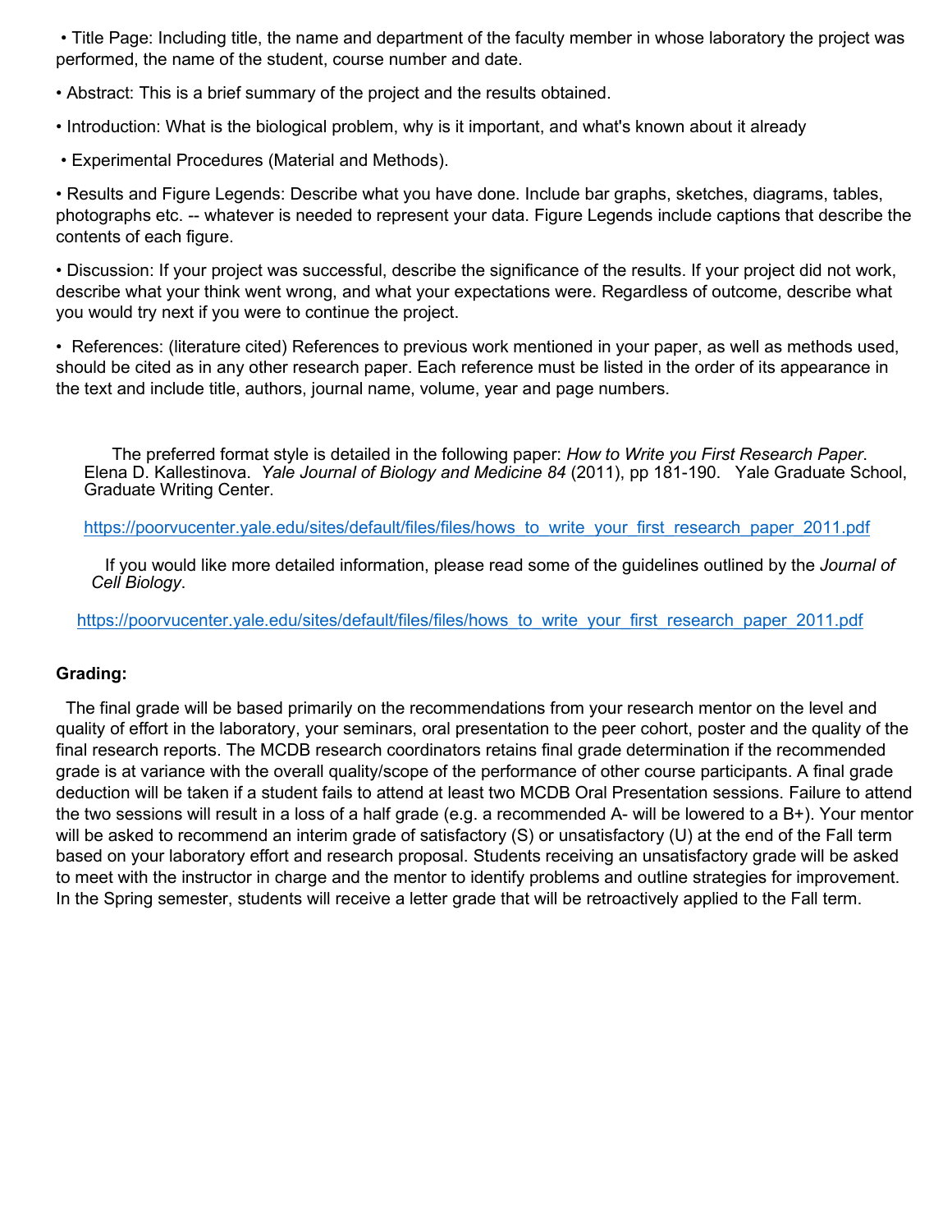- Title Page: Including title, the name and department of the faculty member in whose laboratory the project was performed, the name of the student, course number and date.
- Abstract: This is a brief summary of the project and the results obtained.
- Introduction: What is the biological problem, why is it important, and what's known about it already
- Experimental Procedures (Material and Methods).
- Results and Figure Legends: Describe what you have done. Include bar graphs, sketches, diagrams, tables, photographs etc. -- whatever is needed to represent your data. Figure Legends include captions that describe the contents of each figure.
- Discussion: If your project was successful, describe the significance of the results. If your project did not work, describe what your think went wrong, and what your expectations were. Regardless of outcome, describe what you would try next if you were to continue the project.
- References: (literature cited) References to previous work mentioned in your paper, as well as methods used, should be cited as in any other research paper. Each reference must be listed in the order of its appearance in the text and include title, authors, journal name, volume, year and page numbers.

The preferred format style is detailed in the following paper: *How to Write you First Research Paper*. Elena D. Kallestinova. *Yale Journal of Biology and Medicine 84* (2011), pp 181-190. Yale Graduate School, Graduate Writing Center.

https://poorvucenter.yale.edu/sites/default/files/files/hows_to_write_your_first_research_paper_2011.pdf

If you would like more detailed information, please read some of the guidelines outlined by the *Journal of Cell Biology*.

https://poorvucenter.yale.edu/sites/default/files/files/hows_to_write_your_first_research_paper_2011.pdf

**Grading:**

The final grade will be based primarily on the recommendations from your research mentor on the level and quality of effort in the laboratory, your seminars, oral presentation to the peer cohort, poster and the quality of the final research reports. The MCDB research coordinators retains final grade determination if the recommended grade is at variance with the overall quality/scope of the performance of other course participants. A final grade deduction will be taken if a student fails to attend at least two MCDB Oral Presentation sessions. Failure to attend the two sessions will result in a loss of a half grade (e.g. a recommended A- will be lowered to a B+). Your mentor will be asked to recommend an interim grade of satisfactory (S) or unsatisfactory (U) at the end of the Fall term based on your laboratory effort and research proposal. Students receiving an unsatisfactory grade will be asked to meet with the instructor in charge and the mentor to identify problems and outline strategies for improvement. In the Spring semester, students will receive a letter grade that will be retroactively applied to the Fall term.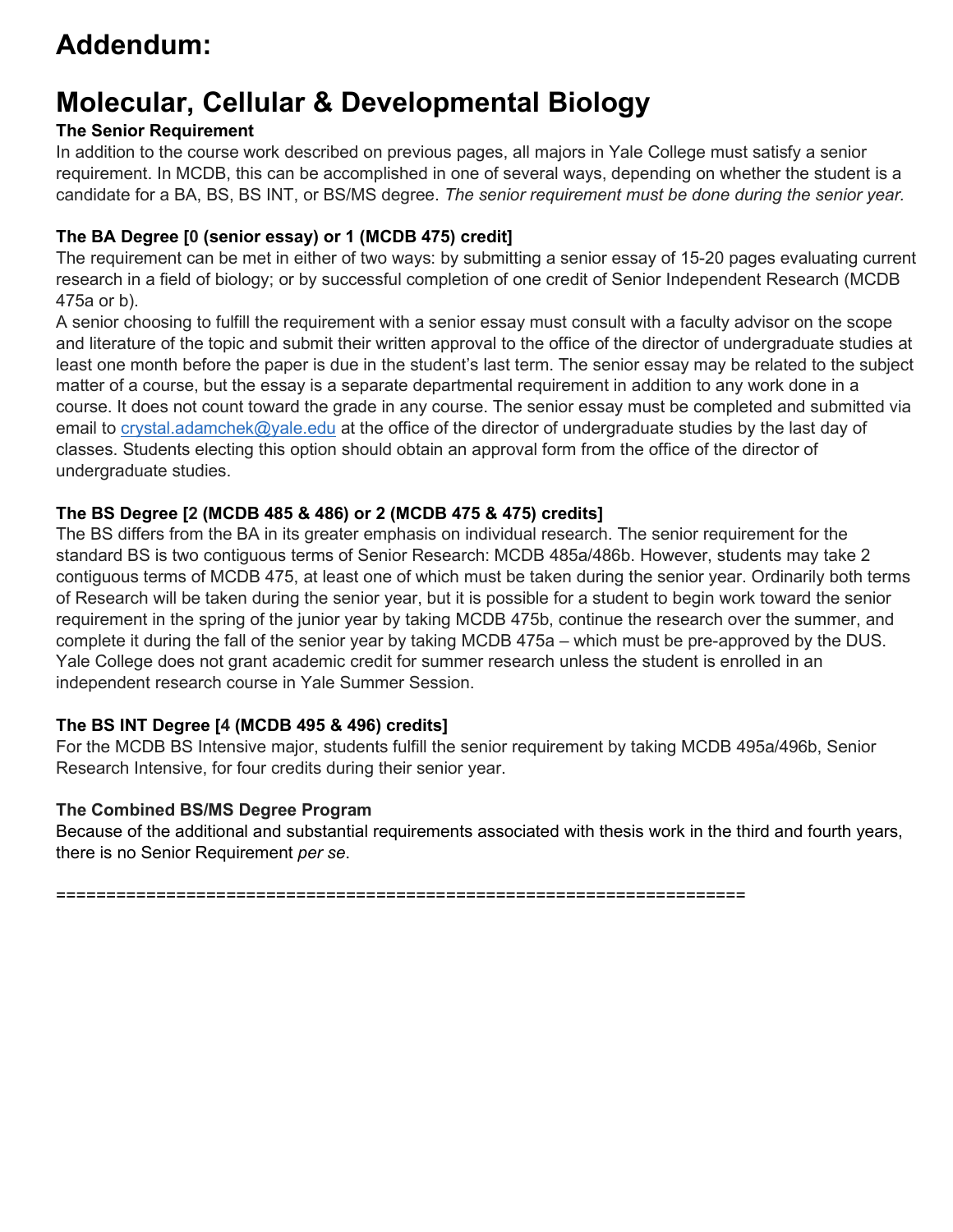# Addendum:

# Molecular, Cellular & Developmental Biology

**The Senior Requirement**

In addition to the course work described on previous pages, all majors in Yale College must satisfy a senior requirement. In MCDB, this can be accomplished in one of several ways, depending on whether the student is a candidate for a BA, BS, BS INT, or BS/MS degree. *The senior requirement must be done during the senior year.*

**The BA Degree [0 (senior essay) or 1 (MCDB 475) credit]**

The requirement can be met in either of two ways: by submitting a senior essay of 15-20 pages evaluating current research in a field of biology; or by successful completion of one credit of Senior Independent Research (MCDB 475a or b).

A senior choosing to fulfill the requirement with a senior essay must consult with a faculty advisor on the scope and literature of the topic and submit their written approval to the office of the director of undergraduate studies at least one month before the paper is due in the student's last term. The senior essay may be related to the subject matter of a course, but the essay is a separate departmental requirement in addition to any work done in a course. It does not count toward the grade in any course. The senior essay must be completed and submitted via email to crystal.adamchek@yale.edu at the office of the director of undergraduate studies by the last day of classes. Students electing this option should obtain an approval form from the office of the director of undergraduate studies.

**The BS Degree [2 (MCDB 485 & 486) or 2 (MCDB 475 & 475) credits]**

The BS differs from the BA in its greater emphasis on individual research. The senior requirement for the standard BS is two contiguous terms of Senior Research: MCDB 485a/486b. However, students may take 2 contiguous terms of MCDB 475, at least one of which must be taken during the senior year. Ordinarily both terms of Research will be taken during the senior year, but it is possible for a student to begin work toward the senior requirement in the spring of the junior year by taking MCDB 475b, continue the research over the summer, and complete it during the fall of the senior year by taking MCDB 475a – which must be pre-approved by the DUS. Yale College does not grant academic credit for summer research unless the student is enrolled in an independent research course in Yale Summer Session.

**The BS INT Degree [4 (MCDB 495 & 496) credits]**

For the MCDB BS Intensive major, students fulfill the senior requirement by taking MCDB 495a/496b, Senior Research Intensive, for four credits during their senior year.

**The Combined BS/MS Degree Program**

Because of the additional and substantial requirements associated with thesis work in the third and fourth years, there is no Senior Requirement *per se*.

======================================================================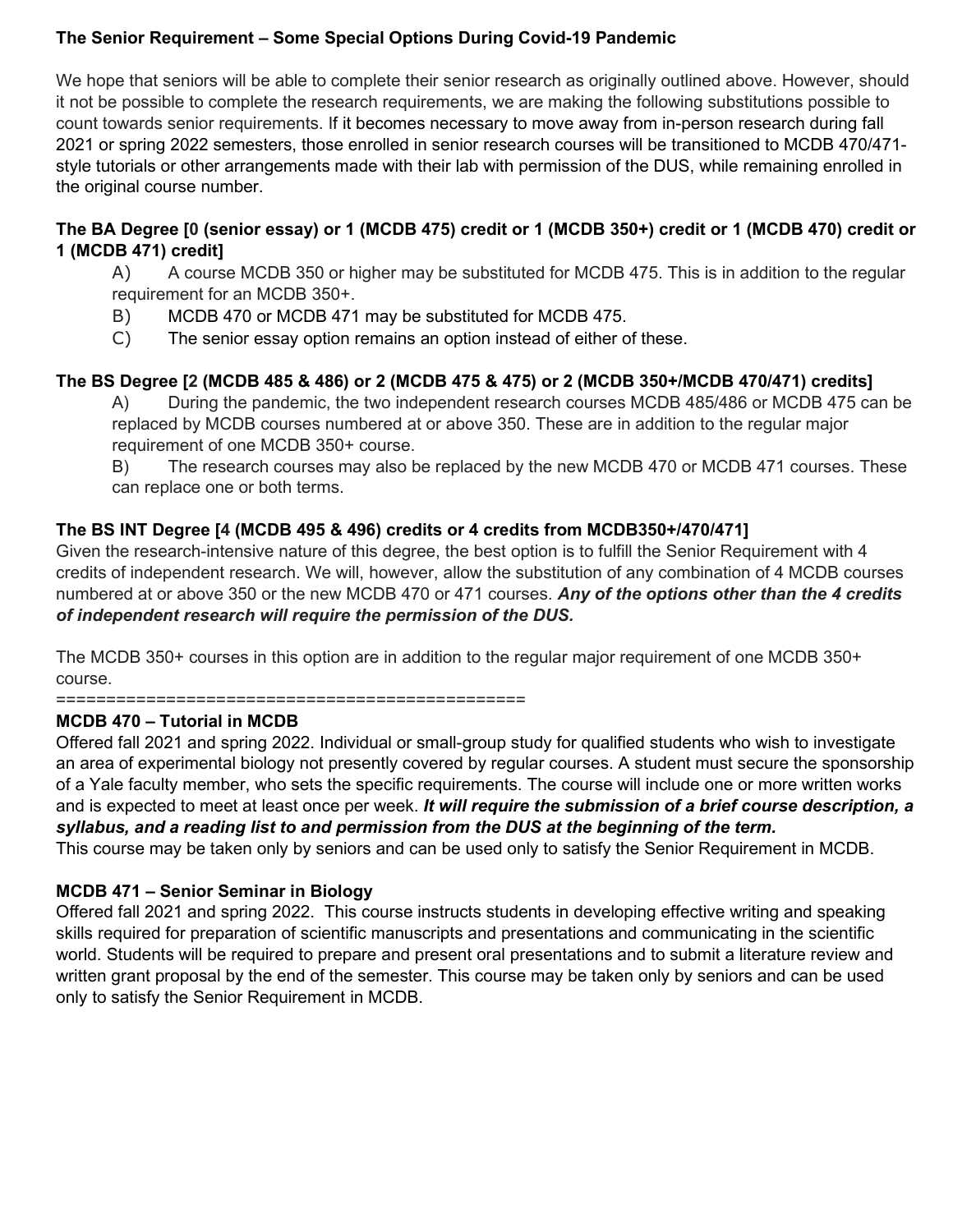**The Senior Requirement – Some Special Options During Covid-19 Pandemic**

We hope that seniors will be able to complete their senior research as originally outlined above. However, should it not be possible to complete the research requirements, we are making the following substitutions possible to count towards senior requirements. If it becomes necessary to move away from in-person research during fall 2021 or spring 2022 semesters, those enrolled in senior research courses will be transitioned to MCDB 470/471-style tutorials or other arrangements made with their lab with permission of the DUS, while remaining enrolled in the original course number.

**The BA Degree [0 (senior essay) or 1 (MCDB 475) credit or 1 (MCDB 350+) credit or 1 (MCDB 470) credit or 1 (MCDB 471) credit]**

A) A course MCDB 350 or higher may be substituted for MCDB 475. This is in addition to the regular requirement for an MCDB 350+.

B) MCDB 470 or MCDB 471 may be substituted for MCDB 475.

C) The senior essay option remains an option instead of either of these.

**The BS Degree [2 (MCDB 485 & 486) or 2 (MCDB 475 & 475) or 2 (MCDB 350+/MCDB 470/471) credits]**

A) During the pandemic, the two independent research courses MCDB 485/486 or MCDB 475 can be replaced by MCDB courses numbered at or above 350. These are in addition to the regular major requirement of one MCDB 350+ course.

B) The research courses may also be replaced by the new MCDB 470 or MCDB 471 courses. These can replace one or both terms.

**The BS INT Degree [4 (MCDB 495 & 496) credits or 4 credits from MCDB350+/470/471]**

Given the research-intensive nature of this degree, the best option is to fulfill the Senior Requirement with 4 credits of independent research. We will, however, allow the substitution of any combination of 4 MCDB courses numbered at or above 350 or the new MCDB 470 or 471 courses. ***Any of the options other than the 4 credits of independent research will require the permission of the DUS.***

The MCDB 350+ courses in this option are in addition to the regular major requirement of one MCDB 350+ course.

==============================================

**MCDB 470 – Tutorial in MCDB**

Offered fall 2021 and spring 2022. Individual or small-group study for qualified students who wish to investigate an area of experimental biology not presently covered by regular courses. A student must secure the sponsorship of a Yale faculty member, who sets the specific requirements. The course will include one or more written works and is expected to meet at least once per week. ***It will require the submission of a brief course description, a syllabus, and a reading list to and permission from the DUS at the beginning of the term.***

This course may be taken only by seniors and can be used only to satisfy the Senior Requirement in MCDB.

**MCDB 471 – Senior Seminar in Biology**

Offered fall 2021 and spring 2022. This course instructs students in developing effective writing and speaking skills required for preparation of scientific manuscripts and presentations and communicating in the scientific world. Students will be required to prepare and present oral presentations and to submit a literature review and written grant proposal by the end of the semester. This course may be taken only by seniors and can be used only to satisfy the Senior Requirement in MCDB.